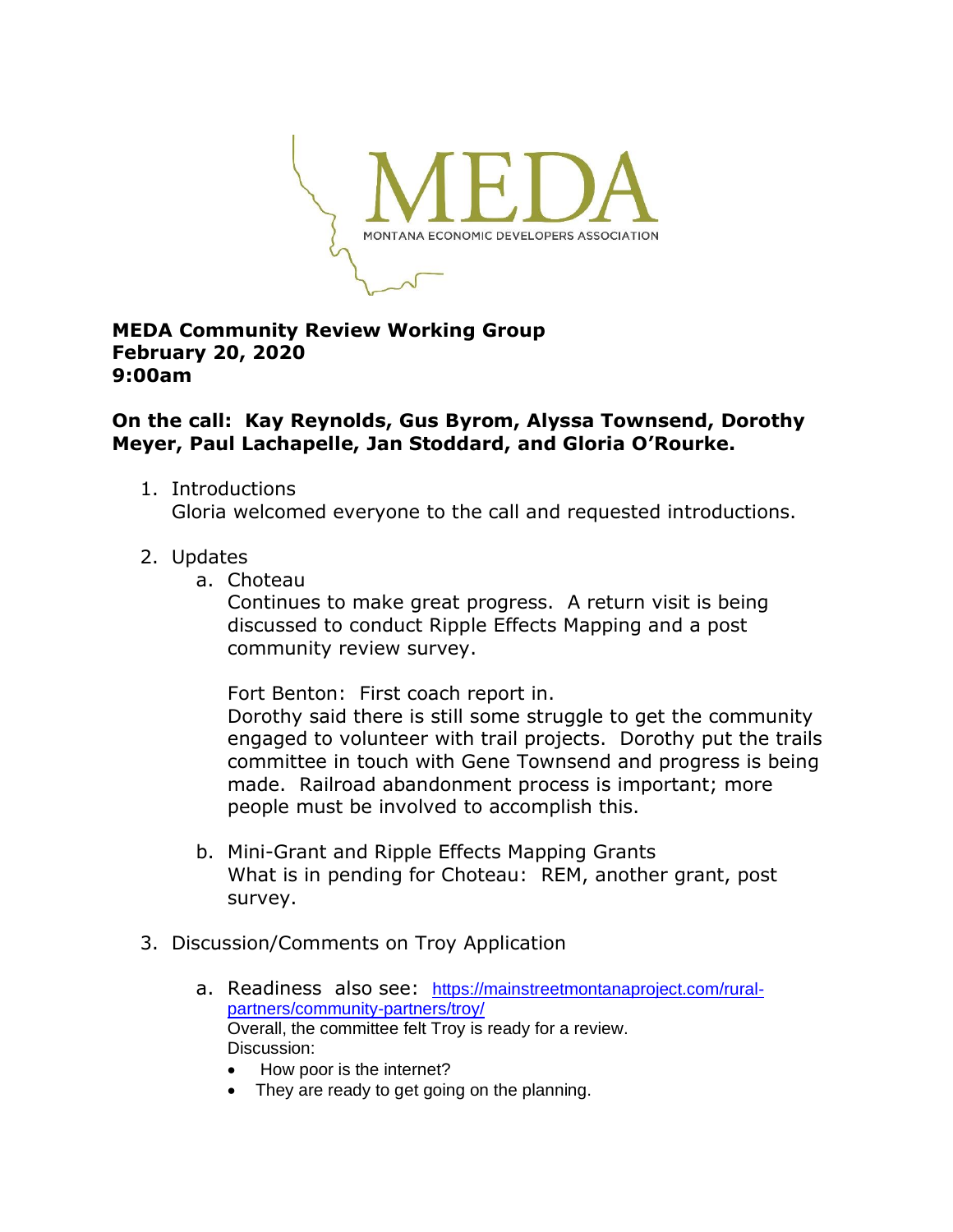MEDA
MONTANA ECONOMIC DEVELOPERS ASSOCIATION

**MEDA Community Review Working Group**
**February 20, 2020**
**9:00am**

**On the call: Kay Reynolds, Gus Byrom, Alyssa Townsend, Dorothy Meyer, Paul Lachapelle, Jan Stoddard, and Gloria O'Rourke.**

1. Introductions
   Gloria welcomed everyone to the call and requested introductions.

2. Updates
   a. Choteau
      Continues to make great progress. A return visit is being discussed to conduct Ripple Effects Mapping and a post community review survey.

      Fort Benton: First coach report in.
      Dorothy said there is still some struggle to get the community engaged to volunteer with trail projects. Dorothy put the trails committee in touch with Gene Townsend and progress is being made. Railroad abandonment process is important; more people must be involved to accomplish this.

   b. Mini-Grant and Ripple Effects Mapping Grants
      What is in pending for Choteau: REM, another grant, post survey.

3. Discussion/Comments on Troy Application

   a. Readiness also see: [https://mainstreetmontanaproject.com/rural-partners/community-partners/troy/](https://mainstreetmontanaproject.com/rural-partners/community-partners/troy/)
      Overall, the committee felt Troy is ready for a review.
      Discussion:
      - How poor is the internet?
      - They are ready to get going on the planning.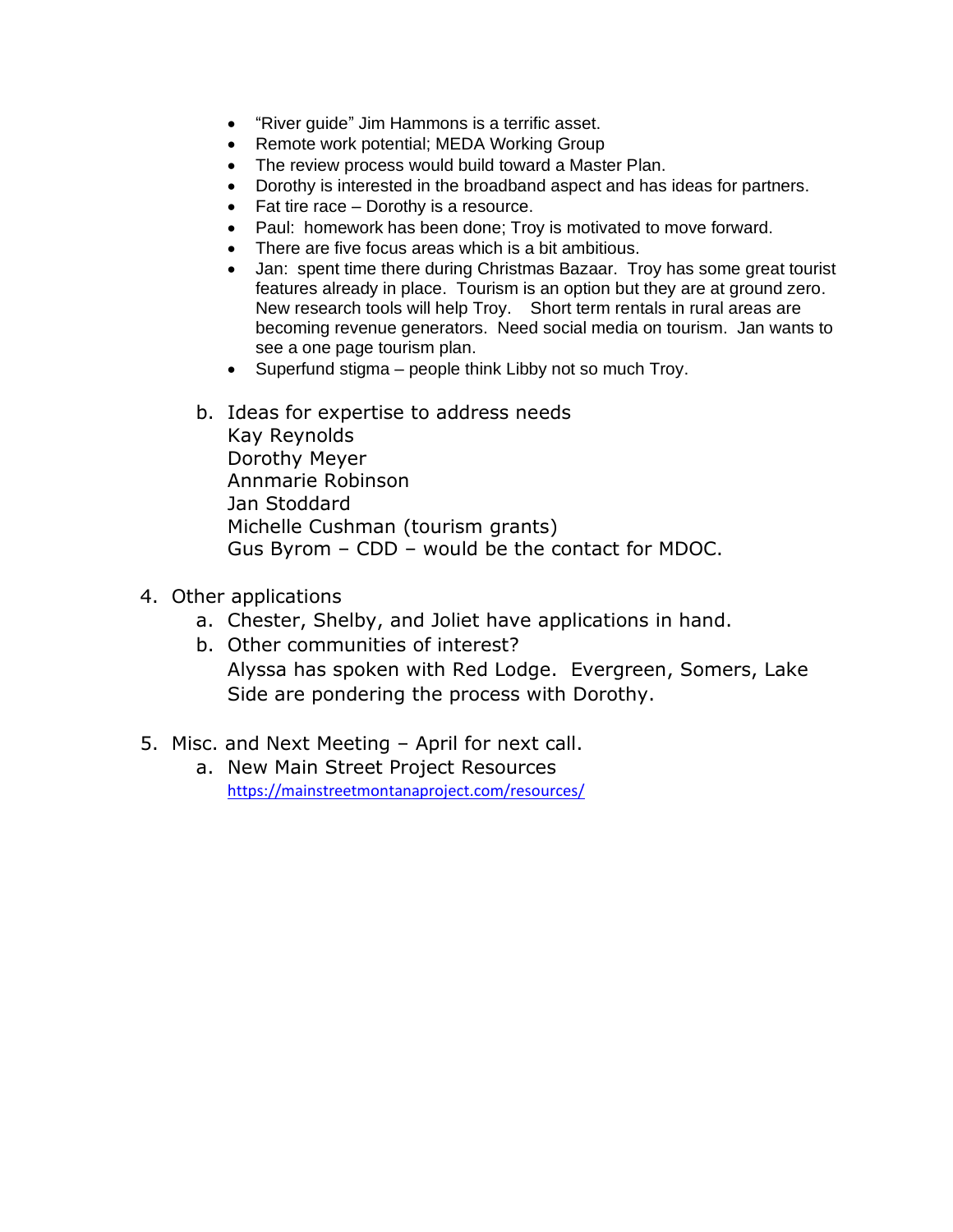- "River guide" Jim Hammons is a terrific asset.
- Remote work potential; MEDA Working Group
- The review process would build toward a Master Plan.
- Dorothy is interested in the broadband aspect and has ideas for partners.
- Fat tire race – Dorothy is a resource.
- Paul: homework has been done; Troy is motivated to move forward.
- There are five focus areas which is a bit ambitious.
- Jan: spent time there during Christmas Bazaar. Troy has some great tourist features already in place. Tourism is an option but they are at ground zero. New research tools will help Troy. Short term rentals in rural areas are becoming revenue generators. Need social media on tourism. Jan wants to see a one page tourism plan.
- Superfund stigma – people think Libby not so much Troy.

b. Ideas for expertise to address needs
Kay Reynolds
Dorothy Meyer
Annmarie Robinson
Jan Stoddard
Michelle Cushman (tourism grants)
Gus Byrom – CDD – would be the contact for MDOC.

4. Other applications
   a. Chester, Shelby, and Joliet have applications in hand.
   b. Other communities of interest?
      Alyssa has spoken with Red Lodge. Evergreen, Somers, Lake Side are pondering the process with Dorothy.

5. Misc. and Next Meeting – April for next call.
   a. New Main Street Project Resources
      https://mainstreetmontanaproject.com/resources/